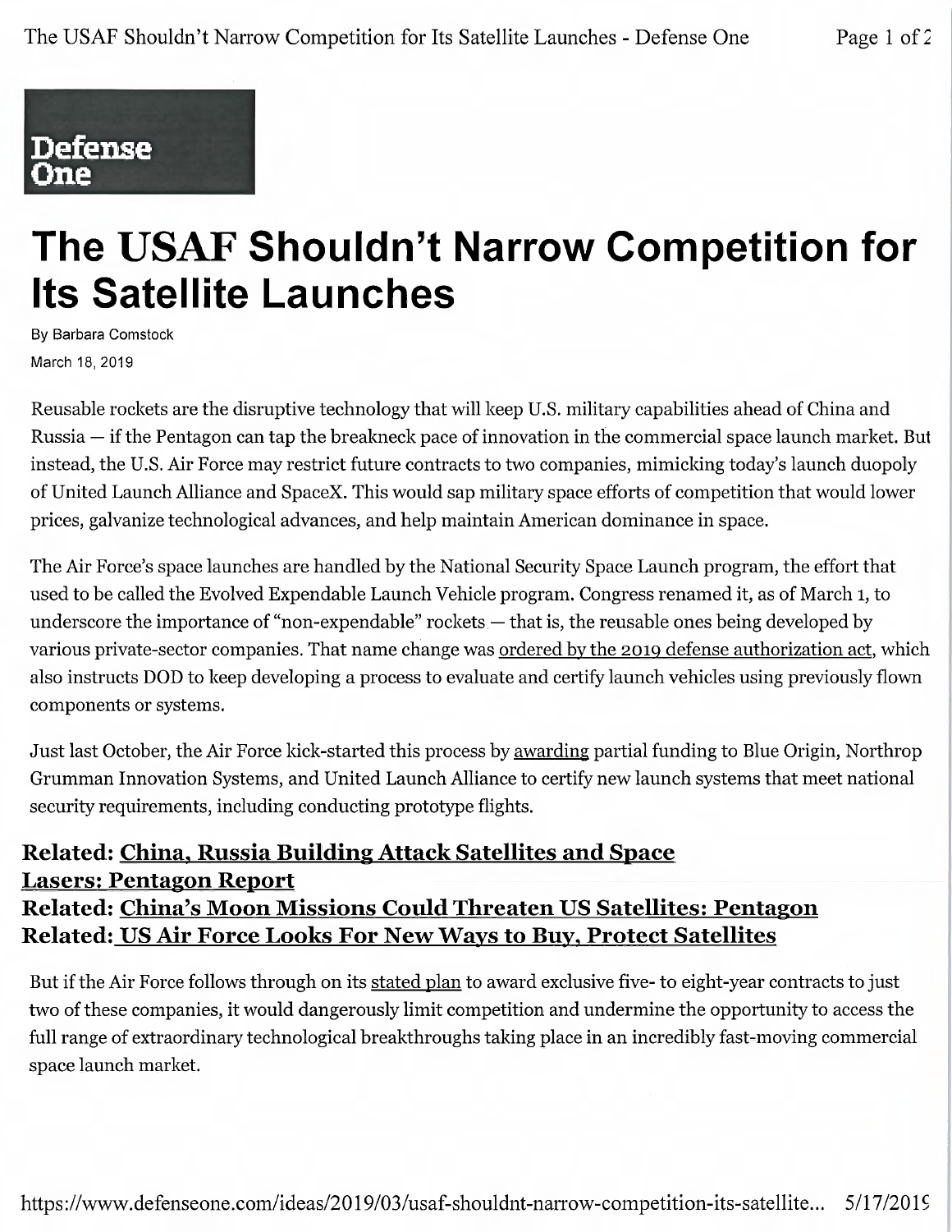Defense One

# The USAF Shouldn't Narrow Competition for Its Satellite Launches

By Barbara Comstock

March 18, 2019

Reusable rockets are the disruptive technology that will keep U.S. military capabilities ahead of China and Russia — if the Pentagon can tap the breakneck pace of innovation in the commercial space launch market. But instead, the U.S. Air Force may restrict future contracts to two companies, mimicking today's launch duopoly of United Launch Alliance and SpaceX. This would sap military space efforts of competition that would lower prices, galvanize technological advances, and help maintain American dominance in space.

The Air Force's space launches are handled by the National Security Space Launch program, the effort that used to be called the Evolved Expendable Launch Vehicle program. Congress renamed it, as of March 1, to underscore the importance of "non-expendable" rockets — that is, the reusable ones being developed by various private-sector companies. That name change was ordered by the 2019 defense authorization act, which also instructs DOD to keep developing a process to evaluate and certify launch vehicles using previously flown components or systems.

Just last October, the Air Force kick-started this process by awarding partial funding to Blue Origin, Northrop Grumman Innovation Systems, and United Launch Alliance to certify new launch systems that meet national security requirements, including conducting prototype flights.

**Related: China, Russia Building Attack Satellites and Space Lasers: Pentagon Report**
**Related: China's Moon Missions Could Threaten US Satellites: Pentagon**
**Related: US Air Force Looks For New Ways to Buy, Protect Satellites**

But if the Air Force follows through on its stated plan to award exclusive five- to eight-year contracts to just two of these companies, it would dangerously limit competition and undermine the opportunity to access the full range of extraordinary technological breakthroughs taking place in an incredibly fast-moving commercial space launch market.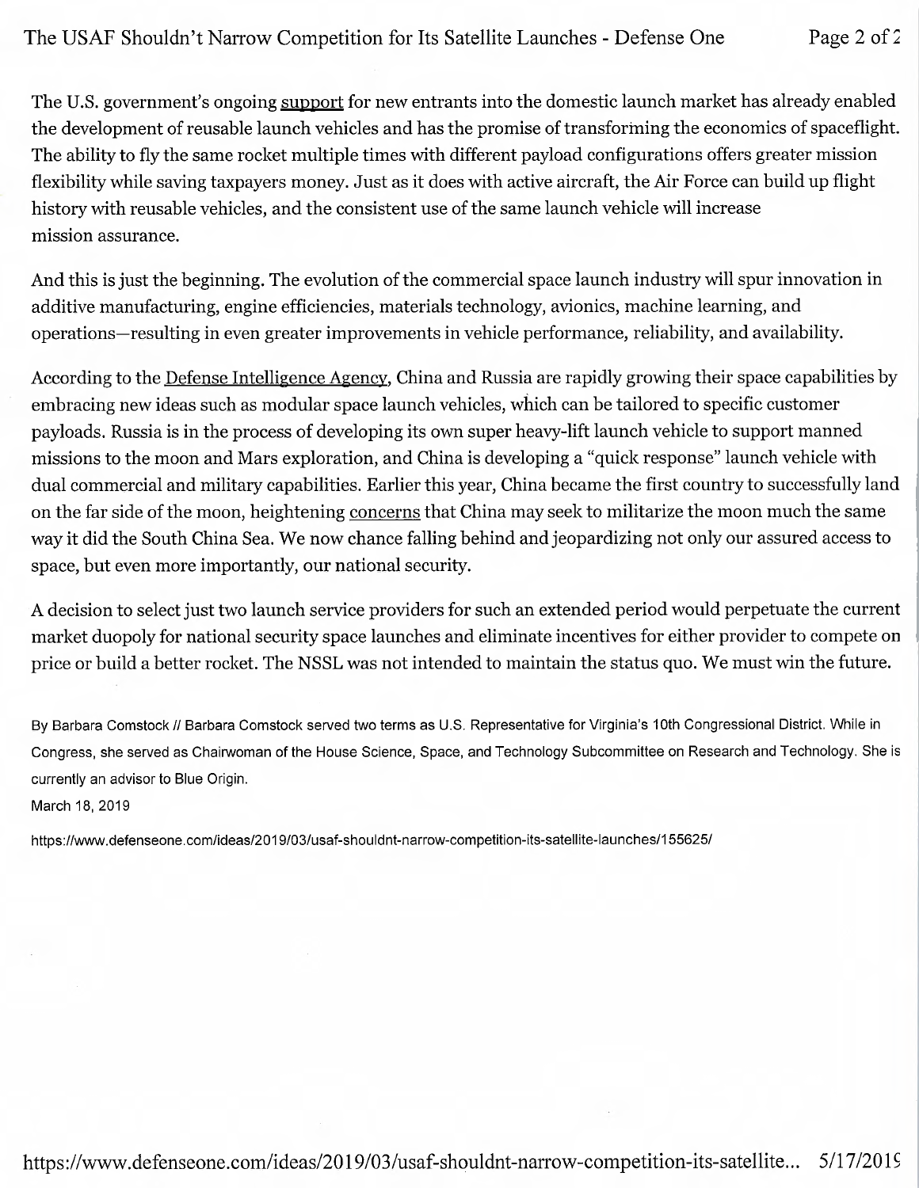The U.S. government's ongoing support for new entrants into the domestic launch market has already enabled the development of reusable launch vehicles and has the promise of transforming the economics of spaceflight. The ability to fly the same rocket multiple times with different payload configurations offers greater mission flexibility while saving taxpayers money. Just as it does with active aircraft, the Air Force can build up flight history with reusable vehicles, and the consistent use of the same launch vehicle will increase mission assurance.

And this is just the beginning. The evolution of the commercial space launch industry will spur innovation in additive manufacturing, engine efficiencies, materials technology, avionics, machine learning, and operations—resulting in even greater improvements in vehicle performance, reliability, and availability.

According to the Defense Intelligence Agency, China and Russia are rapidly growing their space capabilities by embracing new ideas such as modular space launch vehicles, which can be tailored to specific customer payloads. Russia is in the process of developing its own super heavy-lift launch vehicle to support manned missions to the moon and Mars exploration, and China is developing a "quick response" launch vehicle with dual commercial and military capabilities. Earlier this year, China became the first country to successfully land on the far side of the moon, heightening concerns that China may seek to militarize the moon much the same way it did the South China Sea. We now chance falling behind and jeopardizing not only our assured access to space, but even more importantly, our national security.

A decision to select just two launch service providers for such an extended period would perpetuate the current market duopoly for national security space launches and eliminate incentives for either provider to compete on price or build a better rocket. The NSSL was not intended to maintain the status quo. We must win the future.

By Barbara Comstock // Barbara Comstock served two terms as U.S. Representative for Virginia's 10th Congressional District. While in Congress, she served as Chairwoman of the House Science, Space, and Technology Subcommittee on Research and Technology. She is currently an advisor to Blue Origin.

March 18, 2019

https://www.defenseone.com/ideas/2019/03/usaf-shouldnt-narrow-competition-its-satellite-launches/155625/